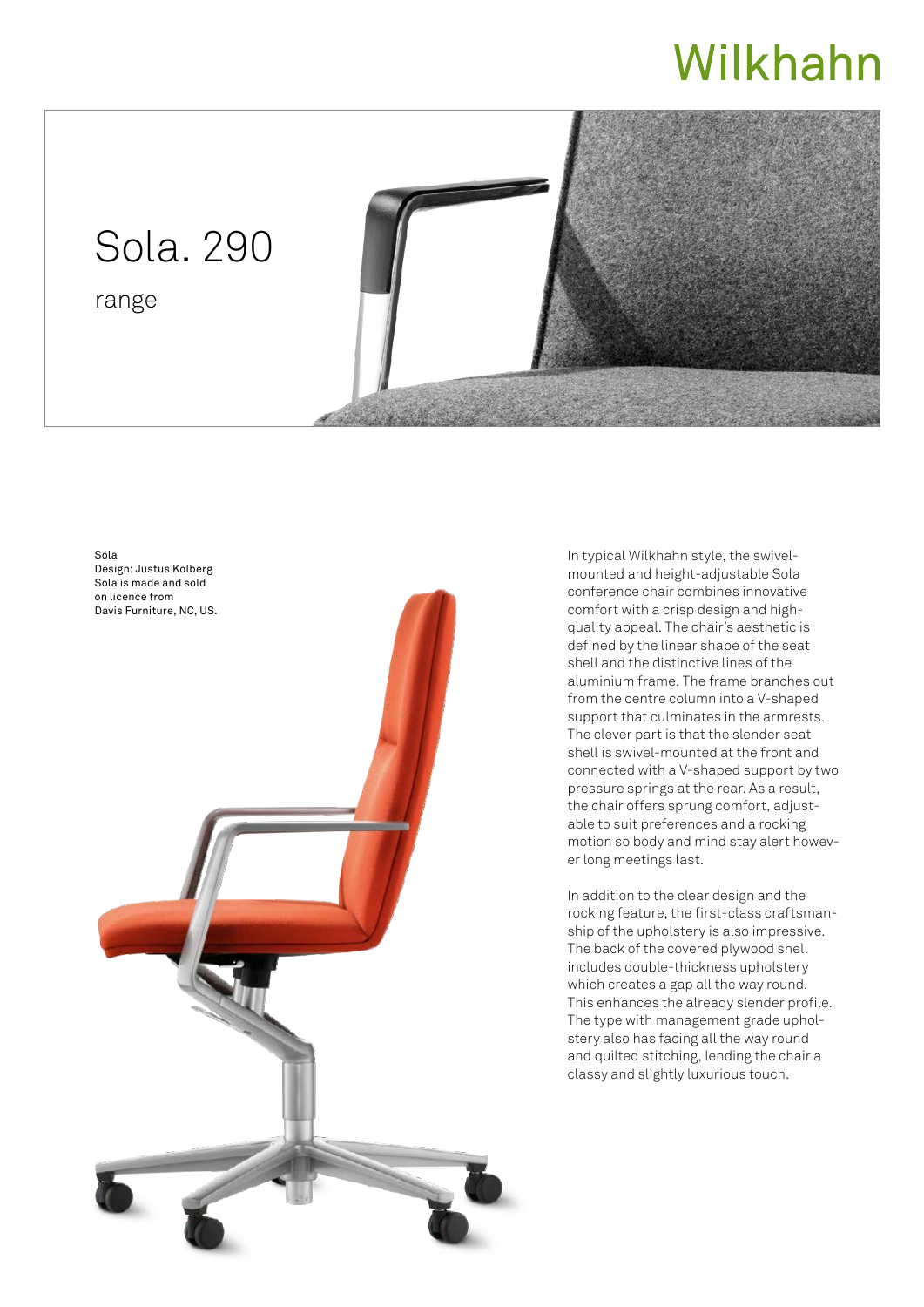Wilkhahn

# Sola. 290

## range

Sola
Design: Justus Kolberg
Sola is made and sold on licence from Davis Furniture, NC, US.

In typical Wilkhahn style, the swivel-mounted and height-adjustable Sola conference chair combines innovative comfort with a crisp design and high-quality appeal. The chair's aesthetic is defined by the linear shape of the seat shell and the distinctive lines of the aluminium frame. The frame branches out from the centre column into a V-shaped support that culminates in the armrests. The clever part is that the slender seat shell is swivel-mounted at the front and connected with a V-shaped support by two pressure springs at the rear. As a result, the chair offers sprung comfort, adjustable to suit preferences and a rocking motion so body and mind stay alert however long meetings last.

In addition to the clear design and the rocking feature, the first-class craftsmanship of the upholstery is also impressive. The back of the covered plywood shell includes double-thickness upholstery which creates a gap all the way round. This enhances the already slender profile. The type with management grade upholstery also has facing all the way round and quilted stitching, lending the chair a classy and slightly luxurious touch.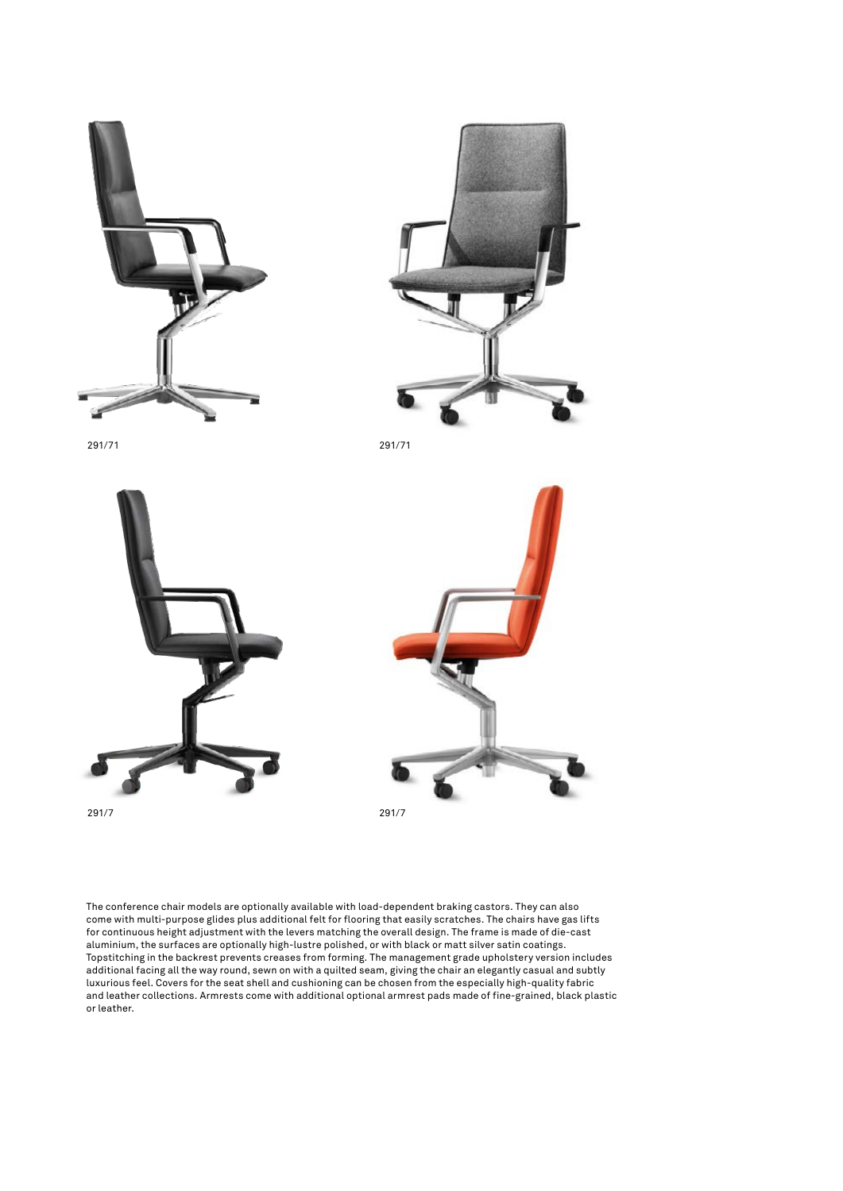291/71

291/71

291/7

291/7

The conference chair models are optionally available with load-dependent braking castors. They can also come with multi-purpose glides plus additional felt for flooring that easily scratches. The chairs have gas lifts for continuous height adjustment with the levers matching the overall design. The frame is made of die-cast aluminium, the surfaces are optionally high-lustre polished, or with black or matt silver satin coatings. Topstitching in the backrest prevents creases from forming. The management grade upholstery version includes additional facing all the way round, sewn on with a quilted seam, giving the chair an elegantly casual and subtly luxurious feel. Covers for the seat shell and cushioning can be chosen from the especially high-quality fabric and leather collections. Armrests come with additional optional armrest pads made of fine-grained, black plastic or leather.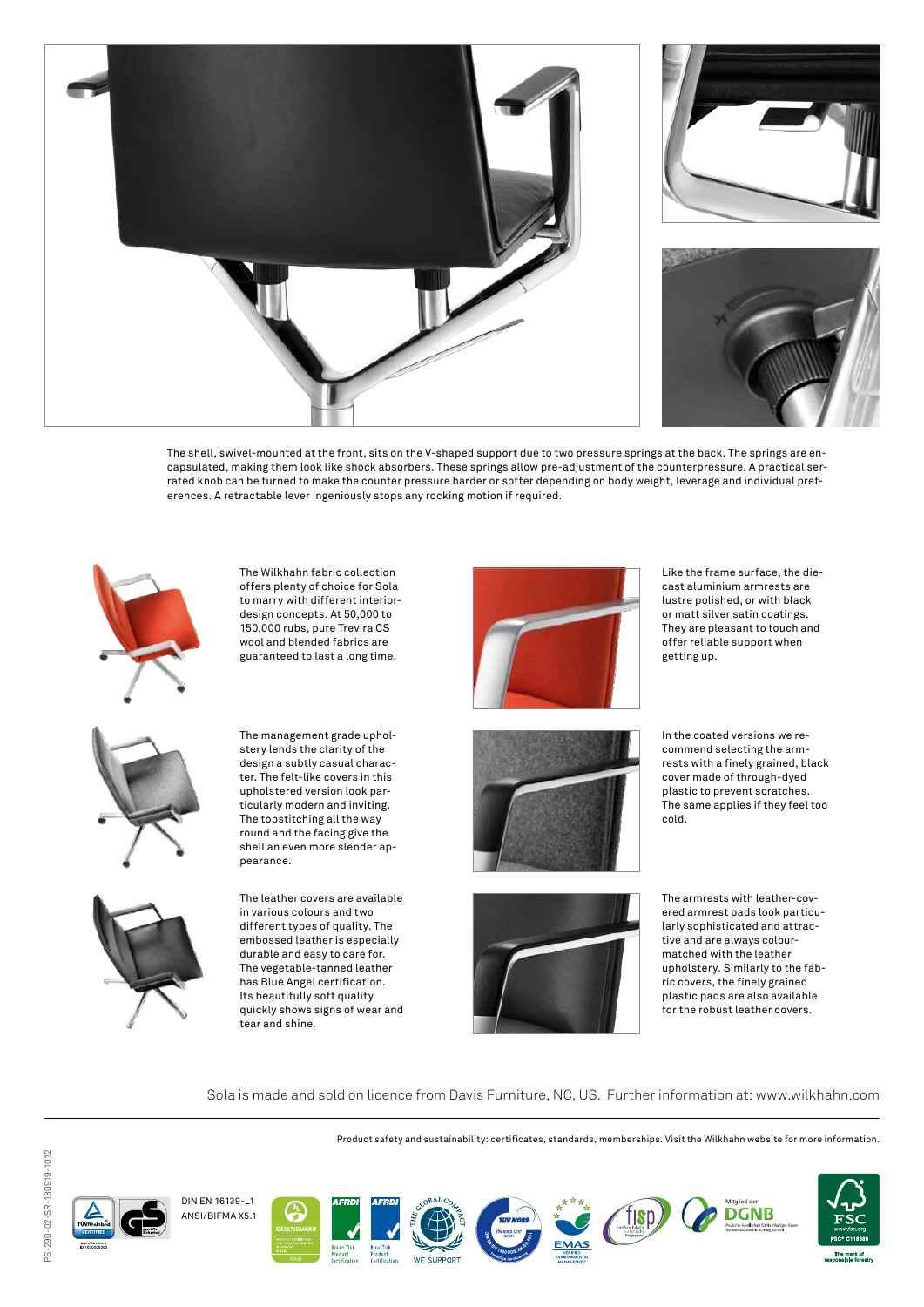The shell, swivel-mounted at the front, sits on the V-shaped support due to two pressure springs at the back. The springs are encapsulated, making them look like shock absorbers. These springs allow pre-adjustment of the counterpressure. A practical serrated knob can be turned to make the counter pressure harder or softer depending on body weight, leverage and individual preferences. A retractable lever ingeniously stops any rocking motion if required.

The Wilkhahn fabric collection offers plenty of choice for Sola to marry with different interior-design concepts. At 50,000 to 150,000 rubs, pure Trevira CS wool and blended fabrics are guaranteed to last a long time.

Like the frame surface, the die-cast aluminium armrests are lustre polished, or with black or matt silver satin coatings. They are pleasant to touch and offer reliable support when getting up.

The management grade upholstery lends the clarity of the design a subtly casual character. The felt-like covers in this upholstered version look particularly modern and inviting. The topstitching all the way round and the facing give the shell an even more slender appearance.

In the coated versions we recommend selecting the armrests with a finely grained, black cover made of through-dyed plastic to prevent scratches. The same applies if they feel too cold.

The leather covers are available in various colours and two different types of quality. The embossed leather is especially durable and easy to care for. The vegetable-tanned leather has Blue Angel certification. Its beautifully soft quality quickly shows signs of wear and tear and shine.

The armrests with leather-covered armrest pads look particularly sophisticated and attractive and are always colour-matched with the leather upholstery. Similarly to the fabric covers, the finely grained plastic pads are also available for the robust leather covers.

Sola is made and sold on licence from Davis Furniture, NC, US. Further information at: www.wilkhahn.com

Product safety and sustainability: certificates, standards, memberships. Visit the Wilkhahn website for more information.

DIN EN 16139-L1
ANSI/BIFMA X5.1

PS-290-02-SR-180919-1012